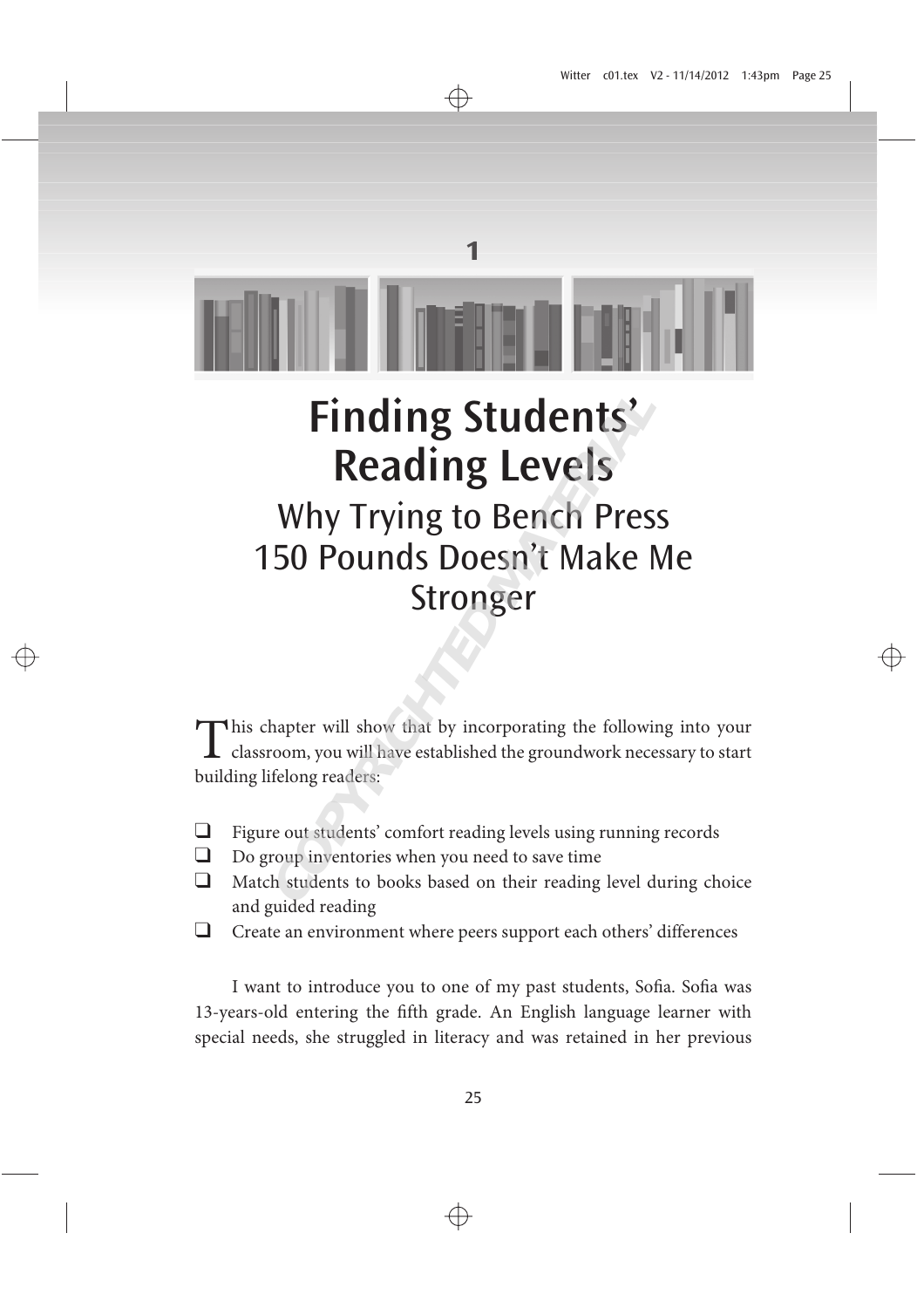# 1

# Finding Students' Reading Levels

## Why Trying to Bench Press 150 Pounds Doesn't Make Me Stronger

This chapter will show that by incorporating the following into your classroom, you will have established the groundwork necessary to start building lifelong readers:

- ❑ Figure out students' comfort reading levels using running records
- ❑ Do group inventories when you need to save time
- ❑ Match students to books based on their reading level during choice and guided reading
- ❑ Create an environment where peers support each others' differences

I want to introduce you to one of my past students, Sofia. Sofia was 13-years-old entering the fifth grade. An English language learner with special needs, she struggled in literacy and was retained in her previous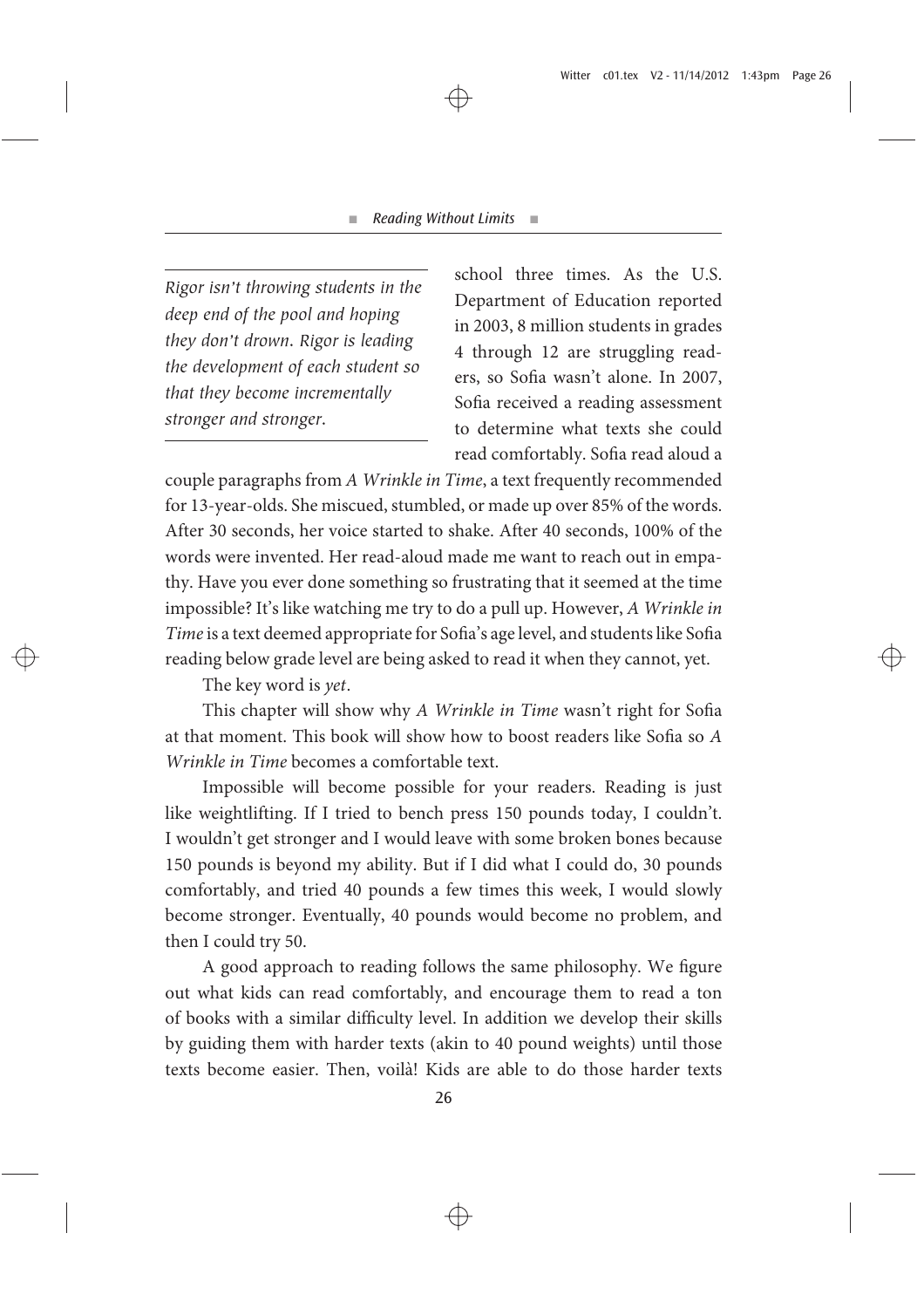> *Rigor isn't throwing students in the deep end of the pool and hoping they don't drown. Rigor is leading the development of each student so that they become incrementally stronger and stronger.*

school three times. As the U.S. Department of Education reported in 2003, 8 million students in grades 4 through 12 are struggling readers, so Sofia wasn't alone. In 2007, Sofia received a reading assessment to determine what texts she could read comfortably. Sofia read aloud a couple paragraphs from *A Wrinkle in Time*, a text frequently recommended for 13-year-olds. She miscued, stumbled, or made up over 85% of the words. After 30 seconds, her voice started to shake. After 40 seconds, 100% of the words were invented. Her read-aloud made me want to reach out in empathy. Have you ever done something so frustrating that it seemed at the time impossible? It's like watching me try to do a pull up. However, *A Wrinkle in Time* is a text deemed appropriate for Sofia's age level, and students like Sofia reading below grade level are being asked to read it when they cannot, yet.

The key word is *yet*.

This chapter will show why *A Wrinkle in Time* wasn't right for Sofia at that moment. This book will show how to boost readers like Sofia so *A Wrinkle in Time* becomes a comfortable text.

Impossible will become possible for your readers. Reading is just like weightlifting. If I tried to bench press 150 pounds today, I couldn't. I wouldn't get stronger and I would leave with some broken bones because 150 pounds is beyond my ability. But if I did what I could do, 30 pounds comfortably, and tried 40 pounds a few times this week, I would slowly become stronger. Eventually, 40 pounds would become no problem, and then I could try 50.

A good approach to reading follows the same philosophy. We figure out what kids can read comfortably, and encourage them to read a ton of books with a similar difficulty level. In addition we develop their skills by guiding them with harder texts (akin to 40 pound weights) until those texts become easier. Then, voilà! Kids are able to do those harder texts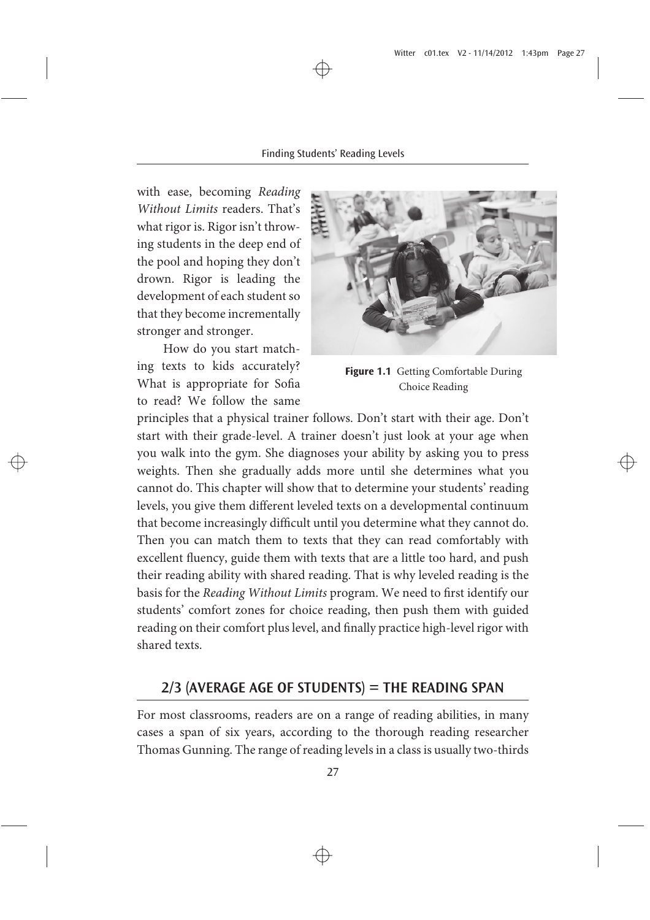with ease, becoming *Reading Without Limits* readers. That's what rigor is. Rigor isn't throwing students in the deep end of the pool and hoping they don't drown. Rigor is leading the development of each student so that they become incrementally stronger and stronger.

How do you start matching texts to kids accurately? What is appropriate for Sofia to read? We follow the same principles that a physical trainer follows. Don't start with their age. Don't start with their grade-level. A trainer doesn't just look at your age when you walk into the gym. She diagnoses your ability by asking you to press weights. Then she gradually adds more until she determines what you cannot do. This chapter will show that to determine your students' reading levels, you give them different leveled texts on a developmental continuum that become increasingly difficult until you determine what they cannot do. Then you can match them to texts that they can read comfortably with excellent fluency, guide them with texts that are a little too hard, and push their reading ability with shared reading. That is why leveled reading is the basis for the *Reading Without Limits* program. We need to first identify our students' comfort zones for choice reading, then push them with guided reading on their comfort plus level, and finally practice high-level rigor with shared texts.

**Figure 1.1** Getting Comfortable During Choice Reading

## 2/3 (AVERAGE AGE OF STUDENTS) = THE READING SPAN

For most classrooms, readers are on a range of reading abilities, in many cases a span of six years, according to the thorough reading researcher Thomas Gunning. The range of reading levels in a class is usually two-thirds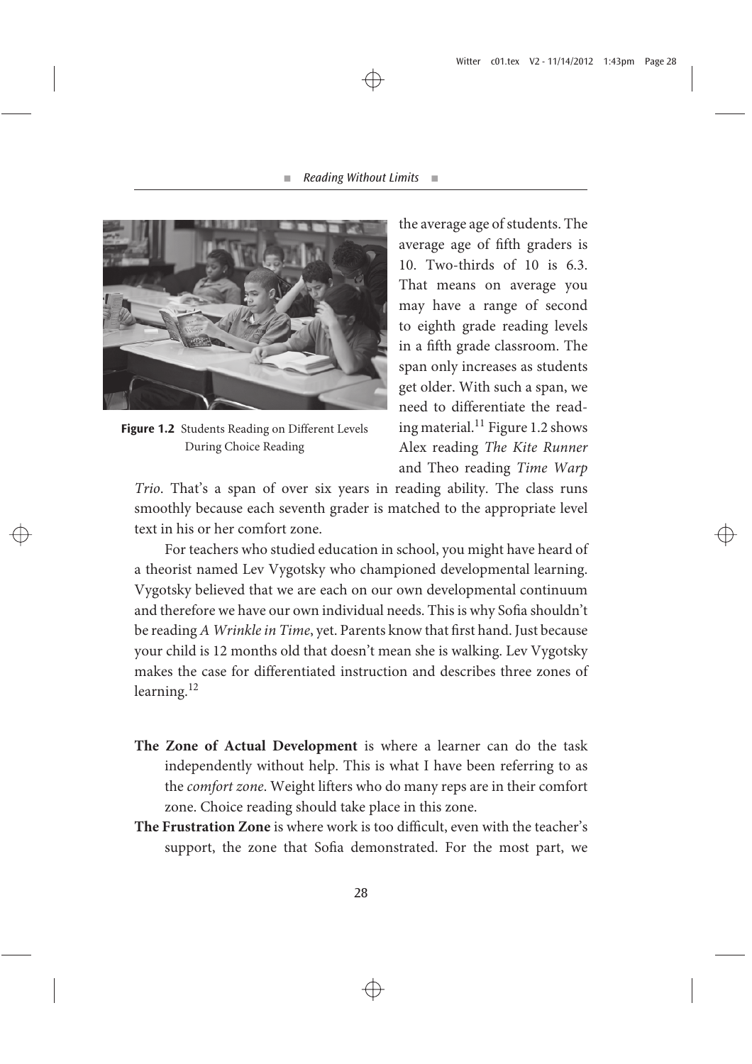the average age of students. The average age of fifth graders is 10. Two-thirds of 10 is 6.3. That means on average you may have a range of second to eighth grade reading levels in a fifth grade classroom. The span only increases as students get older. With such a span, we need to differentiate the reading material.[11] Figure 1.2 shows Alex reading *The Kite Runner* and Theo reading *Time Warp Trio*. That's a span of over six years in reading ability. The class runs smoothly because each seventh grader is matched to the appropriate level text in his or her comfort zone.

**Figure 1.2** Students Reading on Different Levels During Choice Reading

For teachers who studied education in school, you might have heard of a theorist named Lev Vygotsky who championed developmental learning. Vygotsky believed that we are each on our own developmental continuum and therefore we have our own individual needs. This is why Sofia shouldn't be reading *A Wrinkle in Time*, yet. Parents know that first hand. Just because your child is 12 months old that doesn't mean she is walking. Lev Vygotsky makes the case for differentiated instruction and describes three zones of learning.[12]

**The Zone of Actual Development** is where a learner can do the task independently without help. This is what I have been referring to as the *comfort zone*. Weight lifters who do many reps are in their comfort zone. Choice reading should take place in this zone.

**The Frustration Zone** is where work is too difficult, even with the teacher's support, the zone that Sofia demonstrated. For the most part, we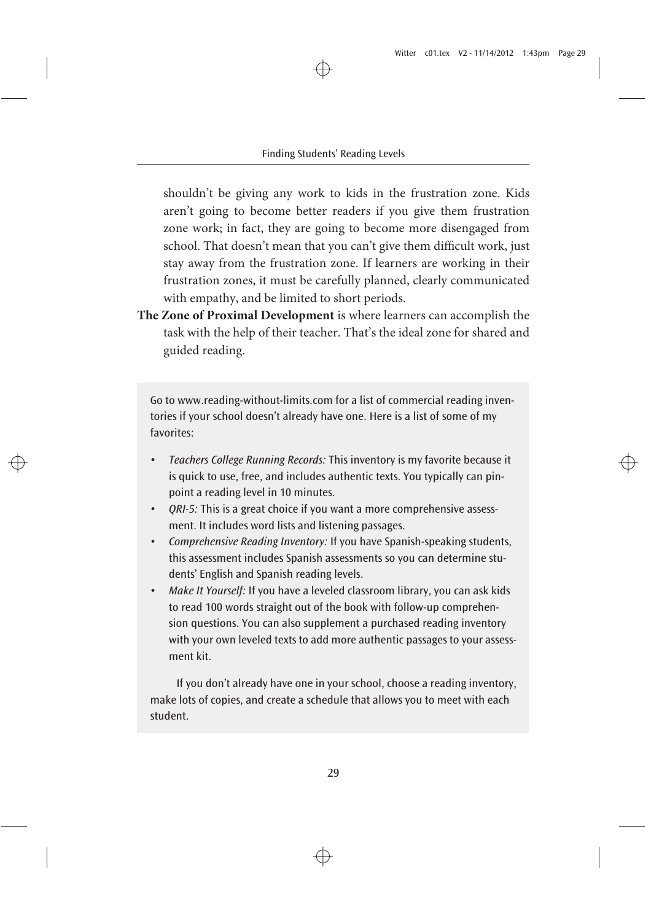shouldn't be giving any work to kids in the frustration zone. Kids aren't going to become better readers if you give them frustration zone work; in fact, they are going to become more disengaged from school. That doesn't mean that you can't give them difficult work, just stay away from the frustration zone. If learners are working in their frustration zones, it must be carefully planned, clearly communicated with empathy, and be limited to short periods.

**The Zone of Proximal Development** is where learners can accomplish the task with the help of their teacher. That's the ideal zone for shared and guided reading.

Go to www.reading-without-limits.com for a list of commercial reading inventories if your school doesn't already have one. Here is a list of some of my favorites:

- *Teachers College Running Records:* This inventory is my favorite because it is quick to use, free, and includes authentic texts. You typically can pinpoint a reading level in 10 minutes.
- *QRI-5:* This is a great choice if you want a more comprehensive assessment. It includes word lists and listening passages.
- *Comprehensive Reading Inventory:* If you have Spanish-speaking students, this assessment includes Spanish assessments so you can determine students' English and Spanish reading levels.
- *Make It Yourself:* If you have a leveled classroom library, you can ask kids to read 100 words straight out of the book with follow-up comprehension questions. You can also supplement a purchased reading inventory with your own leveled texts to add more authentic passages to your assessment kit.

If you don't already have one in your school, choose a reading inventory, make lots of copies, and create a schedule that allows you to meet with each student.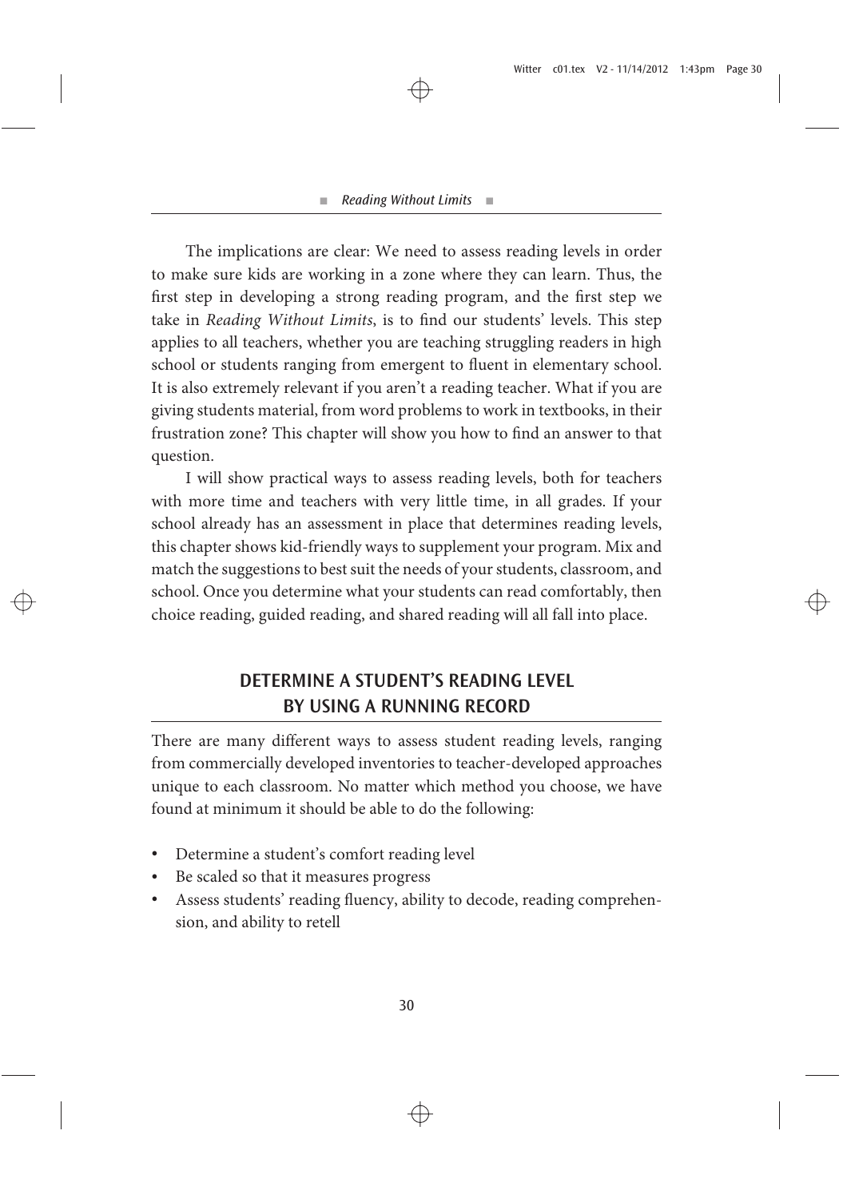The implications are clear: We need to assess reading levels in order to make sure kids are working in a zone where they can learn. Thus, the first step in developing a strong reading program, and the first step we take in *Reading Without Limits*, is to find our students' levels. This step applies to all teachers, whether you are teaching struggling readers in high school or students ranging from emergent to fluent in elementary school. It is also extremely relevant if you aren't a reading teacher. What if you are giving students material, from word problems to work in textbooks, in their frustration zone? This chapter will show you how to find an answer to that question.

I will show practical ways to assess reading levels, both for teachers with more time and teachers with very little time, in all grades. If your school already has an assessment in place that determines reading levels, this chapter shows kid-friendly ways to supplement your program. Mix and match the suggestions to best suit the needs of your students, classroom, and school. Once you determine what your students can read comfortably, then choice reading, guided reading, and shared reading will all fall into place.

## DETERMINE A STUDENT'S READING LEVEL BY USING A RUNNING RECORD

There are many different ways to assess student reading levels, ranging from commercially developed inventories to teacher-developed approaches unique to each classroom. No matter which method you choose, we have found at minimum it should be able to do the following:

- Determine a student's comfort reading level
- Be scaled so that it measures progress
- Assess students' reading fluency, ability to decode, reading comprehension, and ability to retell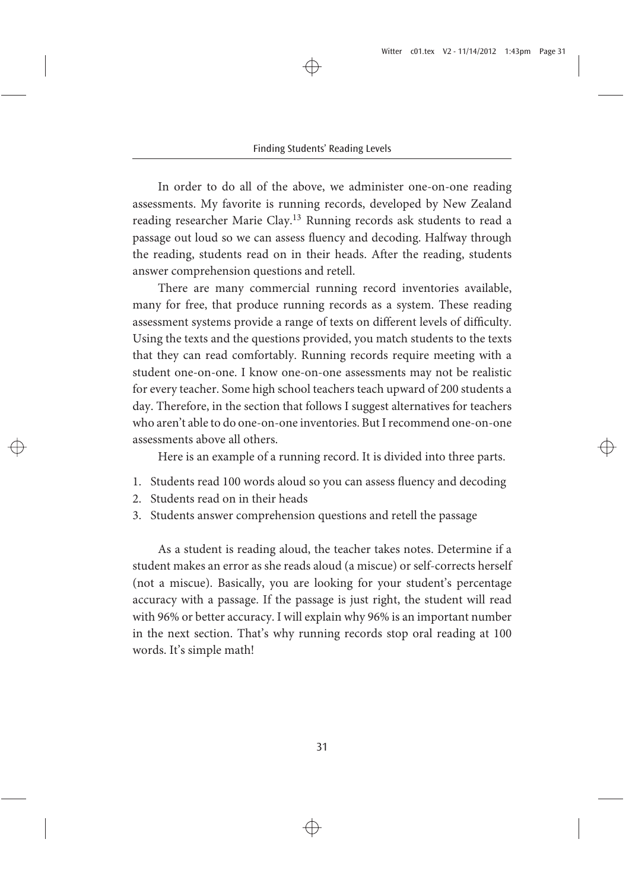In order to do all of the above, we administer one-on-one reading assessments. My favorite is running records, developed by New Zealand reading researcher Marie Clay.[13] Running records ask students to read a passage out loud so we can assess fluency and decoding. Halfway through the reading, students read on in their heads. After the reading, students answer comprehension questions and retell.

There are many commercial running record inventories available, many for free, that produce running records as a system. These reading assessment systems provide a range of texts on different levels of difficulty. Using the texts and the questions provided, you match students to the texts that they can read comfortably. Running records require meeting with a student one-on-one. I know one-on-one assessments may not be realistic for every teacher. Some high school teachers teach upward of 200 students a day. Therefore, in the section that follows I suggest alternatives for teachers who aren't able to do one-on-one inventories. But I recommend one-on-one assessments above all others.

Here is an example of a running record. It is divided into three parts.

1. Students read 100 words aloud so you can assess fluency and decoding
2. Students read on in their heads
3. Students answer comprehension questions and retell the passage

As a student is reading aloud, the teacher takes notes. Determine if a student makes an error as she reads aloud (a miscue) or self-corrects herself (not a miscue). Basically, you are looking for your student's percentage accuracy with a passage. If the passage is just right, the student will read with 96% or better accuracy. I will explain why 96% is an important number in the next section. That's why running records stop oral reading at 100 words. It's simple math!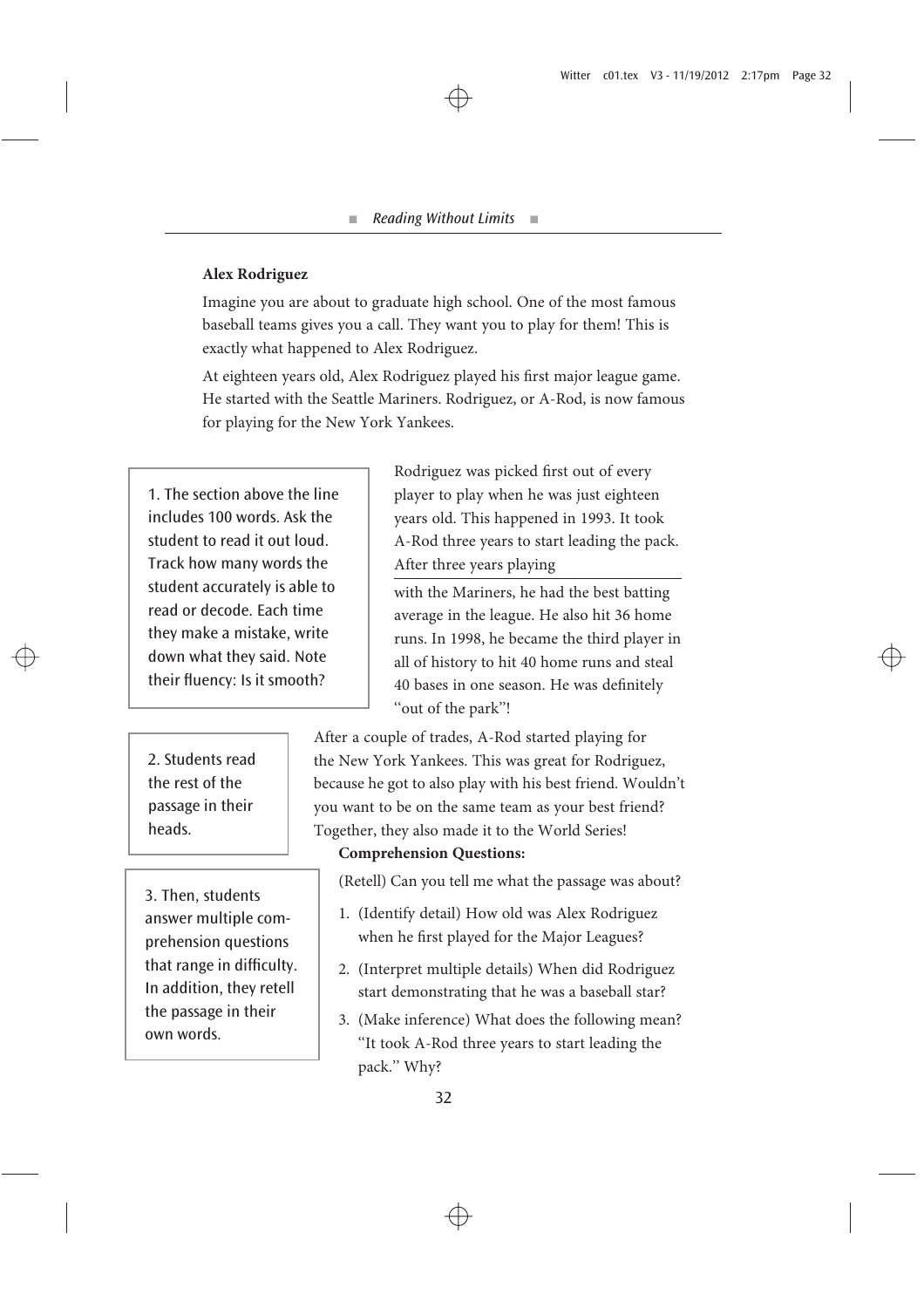**Alex Rodriguez**

Imagine you are about to graduate high school. One of the most famous baseball teams gives you a call. They want you to play for them! This is exactly what happened to Alex Rodriguez.

At eighteen years old, Alex Rodriguez played his first major league game. He started with the Seattle Mariners. Rodriguez, or A-Rod, is now famous for playing for the New York Yankees.

Rodriguez was picked first out of every player to play when he was just eighteen years old. This happened in 1993. It took A-Rod three years to start leading the pack. After three years playing

---

with the Mariners, he had the best batting average in the league. He also hit 36 home runs. In 1998, he became the third player in all of history to hit 40 home runs and steal 40 bases in one season. He was definitely "out of the park"!

After a couple of trades, A-Rod started playing for the New York Yankees. This was great for Rodriguez, because he got to also play with his best friend. Wouldn't you want to be on the same team as your best friend? Together, they also made it to the World Series!

> 1. The section above the line includes 100 words. Ask the student to read it out loud. Track how many words the student accurately is able to read or decode. Each time they make a mistake, write down what they said. Note their fluency: Is it smooth?

> 2. Students read the rest of the passage in their heads.

> 3. Then, students answer multiple comprehension questions that range in difficulty. In addition, they retell the passage in their own words.

**Comprehension Questions:**

(Retell) Can you tell me what the passage was about?

1. (Identify detail) How old was Alex Rodriguez when he first played for the Major Leagues?
2. (Interpret multiple details) When did Rodriguez start demonstrating that he was a baseball star?
3. (Make inference) What does the following mean? "It took A-Rod three years to start leading the pack." Why?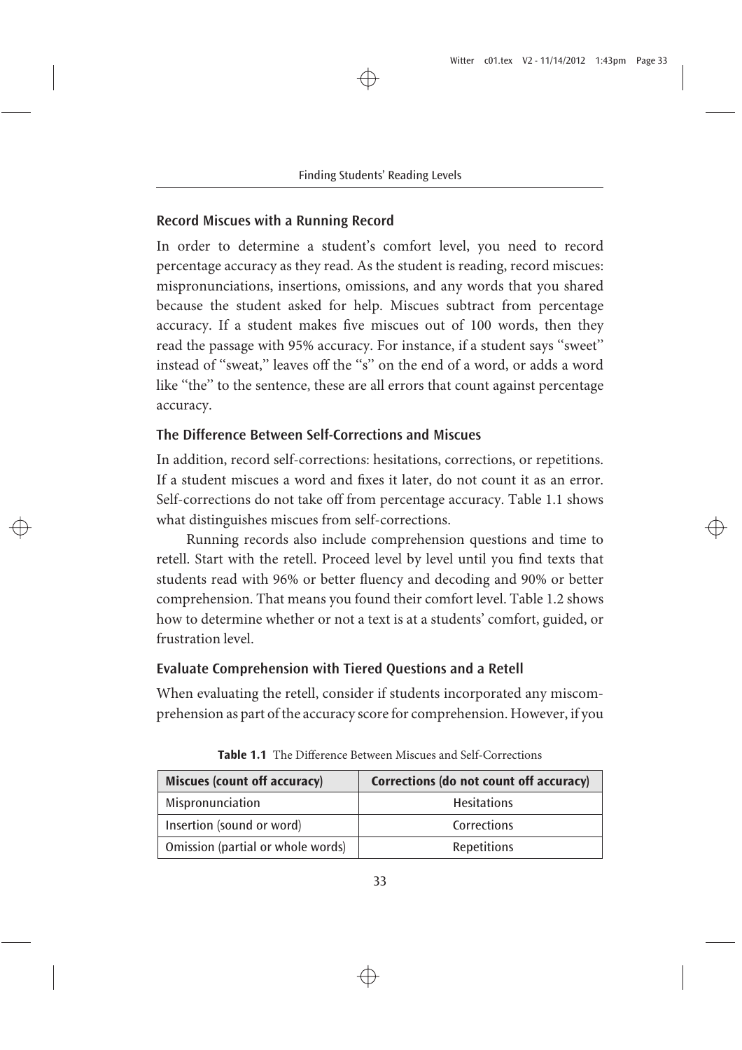## Record Miscues with a Running Record

In order to determine a student's comfort level, you need to record percentage accuracy as they read. As the student is reading, record miscues: mispronunciations, insertions, omissions, and any words that you shared because the student asked for help. Miscues subtract from percentage accuracy. If a student makes five miscues out of 100 words, then they read the passage with 95% accuracy. For instance, if a student says "sweet" instead of "sweat," leaves off the "s" on the end of a word, or adds a word like "the" to the sentence, these are all errors that count against percentage accuracy.

## The Difference Between Self-Corrections and Miscues

In addition, record self-corrections: hesitations, corrections, or repetitions. If a student miscues a word and fixes it later, do not count it as an error. Self-corrections do not take off from percentage accuracy. Table 1.1 shows what distinguishes miscues from self-corrections.

Running records also include comprehension questions and time to retell. Start with the retell. Proceed level by level until you find texts that students read with 96% or better fluency and decoding and 90% or better comprehension. That means you found their comfort level. Table 1.2 shows how to determine whether or not a text is at a students' comfort, guided, or frustration level.

## Evaluate Comprehension with Tiered Questions and a Retell

When evaluating the retell, consider if students incorporated any miscomprehension as part of the accuracy score for comprehension. However, if you

**Table 1.1** The Difference Between Miscues and Self-Corrections

| Miscues (count off accuracy) | Corrections (do not count off accuracy) |
|---|---|
| Mispronunciation | Hesitations |
| Insertion (sound or word) | Corrections |
| Omission (partial or whole words) | Repetitions |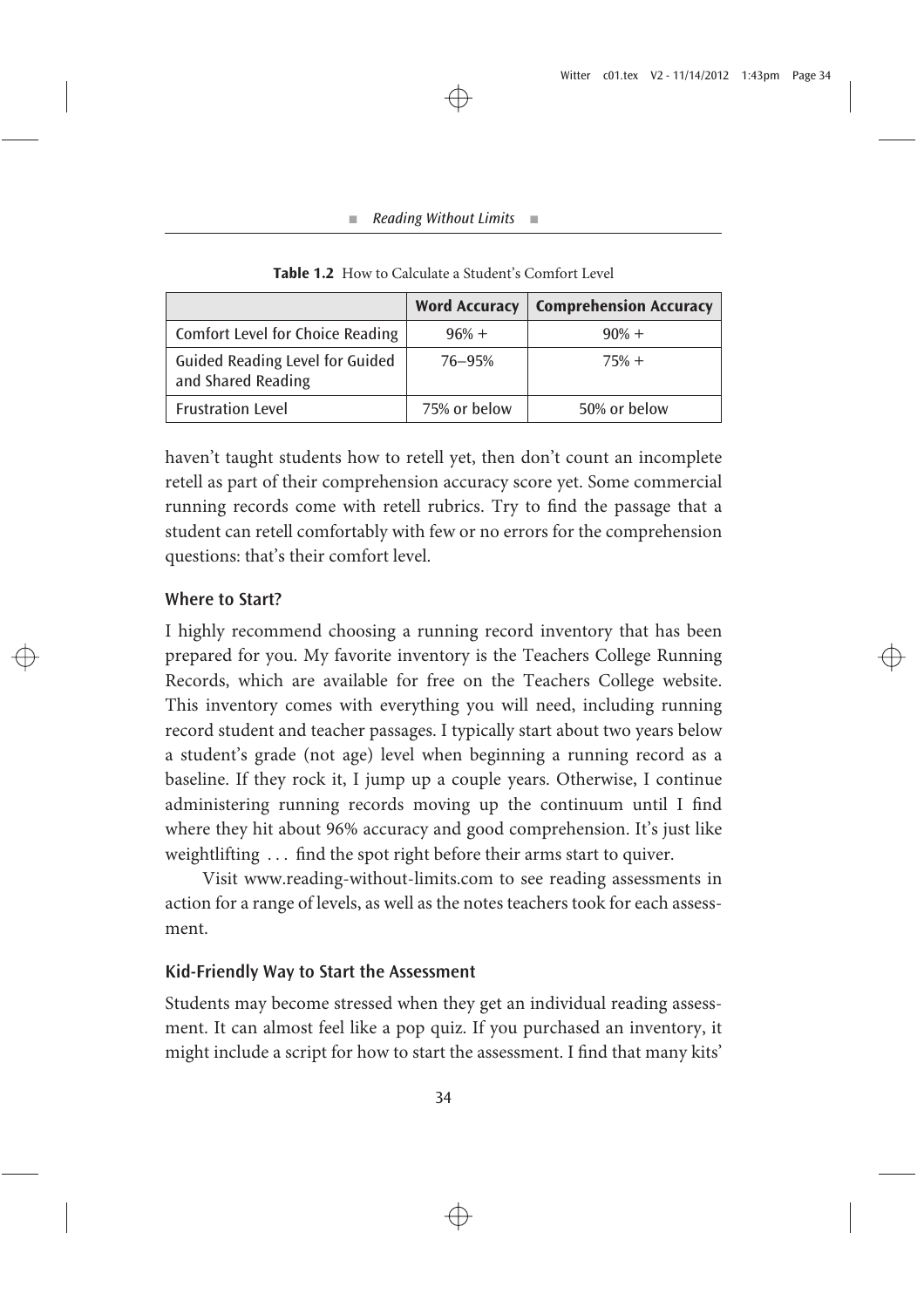**Table 1.2** How to Calculate a Student's Comfort Level

| | Word Accuracy | Comprehension Accuracy |
|---|---|---|
| Comfort Level for Choice Reading | 96% + | 90% + |
| Guided Reading Level for Guided and Shared Reading | 76–95% | 75% + |
| Frustration Level | 75% or below | 50% or below |

haven't taught students how to retell yet, then don't count an incomplete retell as part of their comprehension accuracy score yet. Some commercial running records come with retell rubrics. Try to find the passage that a student can retell comfortably with few or no errors for the comprehension questions: that's their comfort level.

### Where to Start?

I highly recommend choosing a running record inventory that has been prepared for you. My favorite inventory is the Teachers College Running Records, which are available for free on the Teachers College website. This inventory comes with everything you will need, including running record student and teacher passages. I typically start about two years below a student's grade (not age) level when beginning a running record as a baseline. If they rock it, I jump up a couple years. Otherwise, I continue administering running records moving up the continuum until I find where they hit about 96% accuracy and good comprehension. It's just like weightlifting . . . find the spot right before their arms start to quiver.

Visit www.reading-without-limits.com to see reading assessments in action for a range of levels, as well as the notes teachers took for each assessment.

### Kid-Friendly Way to Start the Assessment

Students may become stressed when they get an individual reading assessment. It can almost feel like a pop quiz. If you purchased an inventory, it might include a script for how to start the assessment. I find that many kits'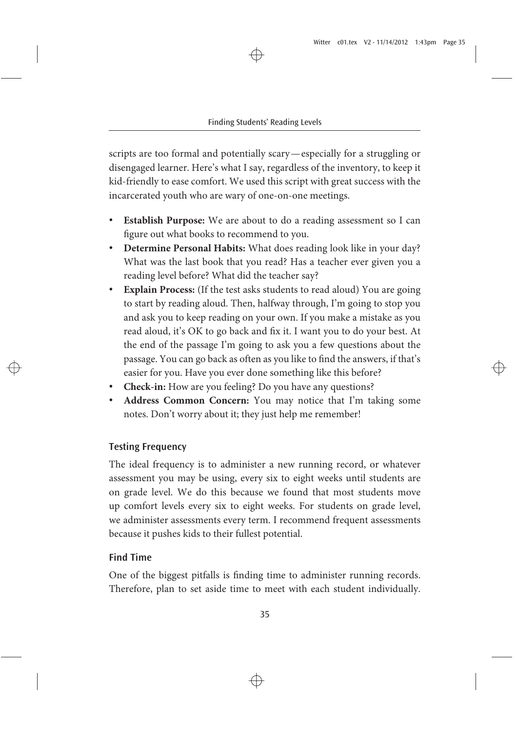scripts are too formal and potentially scary — especially for a struggling or disengaged learner. Here's what I say, regardless of the inventory, to keep it kid-friendly to ease comfort. We used this script with great success with the incarcerated youth who are wary of one-on-one meetings.

- **Establish Purpose:** We are about to do a reading assessment so I can figure out what books to recommend to you.
- **Determine Personal Habits:** What does reading look like in your day? What was the last book that you read? Has a teacher ever given you a reading level before? What did the teacher say?
- **Explain Process:** (If the test asks students to read aloud) You are going to start by reading aloud. Then, halfway through, I'm going to stop you and ask you to keep reading on your own. If you make a mistake as you read aloud, it's OK to go back and fix it. I want you to do your best. At the end of the passage I'm going to ask you a few questions about the passage. You can go back as often as you like to find the answers, if that's easier for you. Have you ever done something like this before?
- **Check-in:** How are you feeling? Do you have any questions?
- **Address Common Concern:** You may notice that I'm taking some notes. Don't worry about it; they just help me remember!

### Testing Frequency

The ideal frequency is to administer a new running record, or whatever assessment you may be using, every six to eight weeks until students are on grade level. We do this because we found that most students move up comfort levels every six to eight weeks. For students on grade level, we administer assessments every term. I recommend frequent assessments because it pushes kids to their fullest potential.

### Find Time

One of the biggest pitfalls is finding time to administer running records. Therefore, plan to set aside time to meet with each student individually.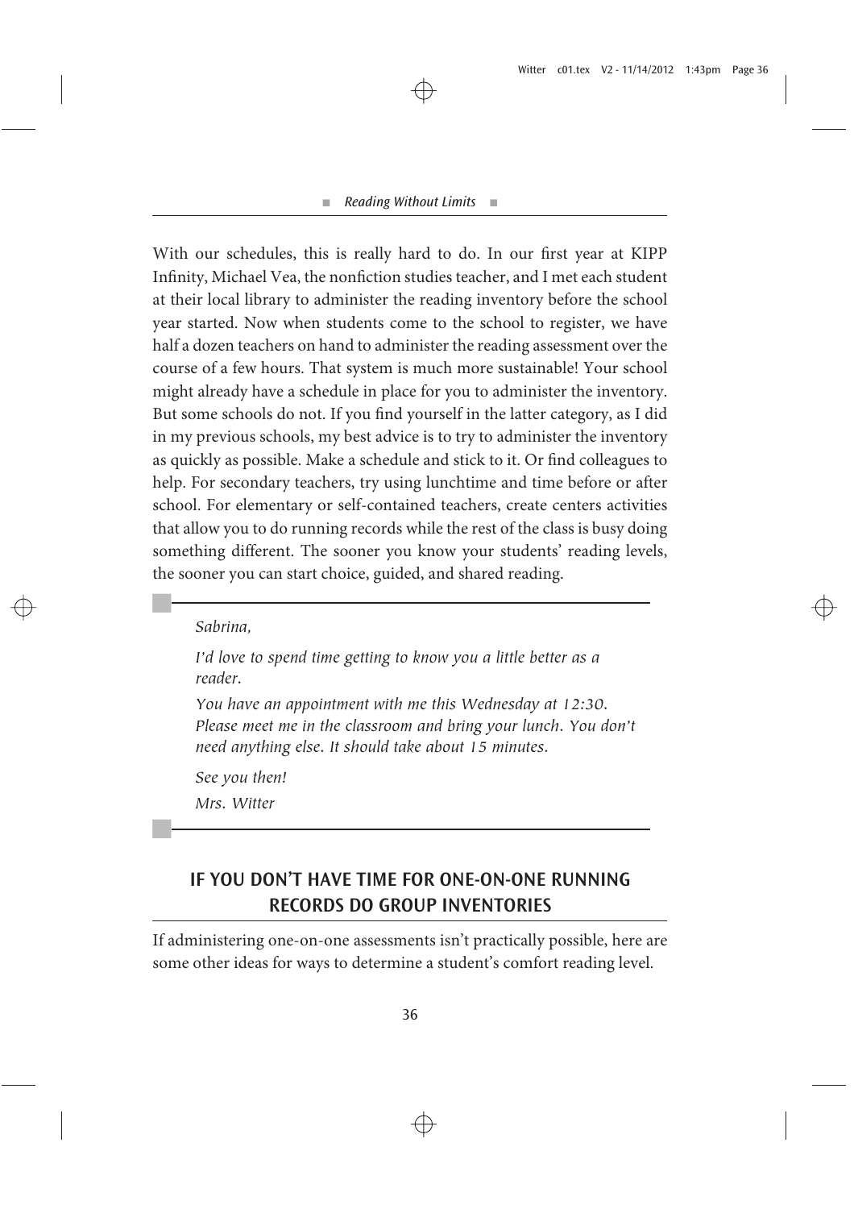With our schedules, this is really hard to do. In our first year at KIPP Infinity, Michael Vea, the nonfiction studies teacher, and I met each student at their local library to administer the reading inventory before the school year started. Now when students come to the school to register, we have half a dozen teachers on hand to administer the reading assessment over the course of a few hours. That system is much more sustainable! Your school might already have a schedule in place for you to administer the inventory. But some schools do not. If you find yourself in the latter category, as I did in my previous schools, my best advice is to try to administer the inventory as quickly as possible. Make a schedule and stick to it. Or find colleagues to help. For secondary teachers, try using lunchtime and time before or after school. For elementary or self-contained teachers, create centers activities that allow you to do running records while the rest of the class is busy doing something different. The sooner you know your students' reading levels, the sooner you can start choice, guided, and shared reading.

---

*Sabrina,*

*I'd love to spend time getting to know you a little better as a reader.*

*You have an appointment with me this Wednesday at 12:30. Please meet me in the classroom and bring your lunch. You don't need anything else. It should take about 15 minutes.*

*See you then!*

*Mrs. Witter*

---

## IF YOU DON'T HAVE TIME FOR ONE-ON-ONE RUNNING RECORDS DO GROUP INVENTORIES

If administering one-on-one assessments isn't practically possible, here are some other ideas for ways to determine a student's comfort reading level.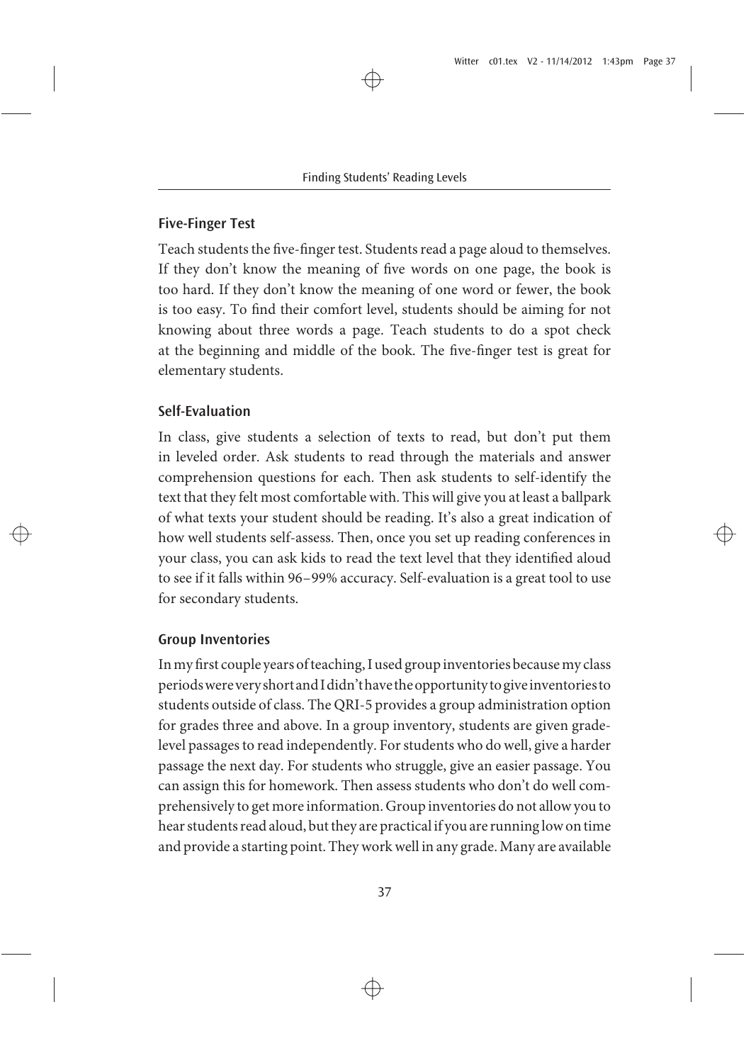### Five-Finger Test

Teach students the five-finger test. Students read a page aloud to themselves. If they don't know the meaning of five words on one page, the book is too hard. If they don't know the meaning of one word or fewer, the book is too easy. To find their comfort level, students should be aiming for not knowing about three words a page. Teach students to do a spot check at the beginning and middle of the book. The five-finger test is great for elementary students.

### Self-Evaluation

In class, give students a selection of texts to read, but don't put them in leveled order. Ask students to read through the materials and answer comprehension questions for each. Then ask students to self-identify the text that they felt most comfortable with. This will give you at least a ballpark of what texts your student should be reading. It's also a great indication of how well students self-assess. Then, once you set up reading conferences in your class, you can ask kids to read the text level that they identified aloud to see if it falls within 96–99% accuracy. Self-evaluation is a great tool to use for secondary students.

### Group Inventories

In my first couple years of teaching, I used group inventories because my class periods were very short and I didn't have the opportunity to give inventories to students outside of class. The QRI-5 provides a group administration option for grades three and above. In a group inventory, students are given grade-level passages to read independently. For students who do well, give a harder passage the next day. For students who struggle, give an easier passage. You can assign this for homework. Then assess students who don't do well comprehensively to get more information. Group inventories do not allow you to hear students read aloud, but they are practical if you are running low on time and provide a starting point. They work well in any grade. Many are available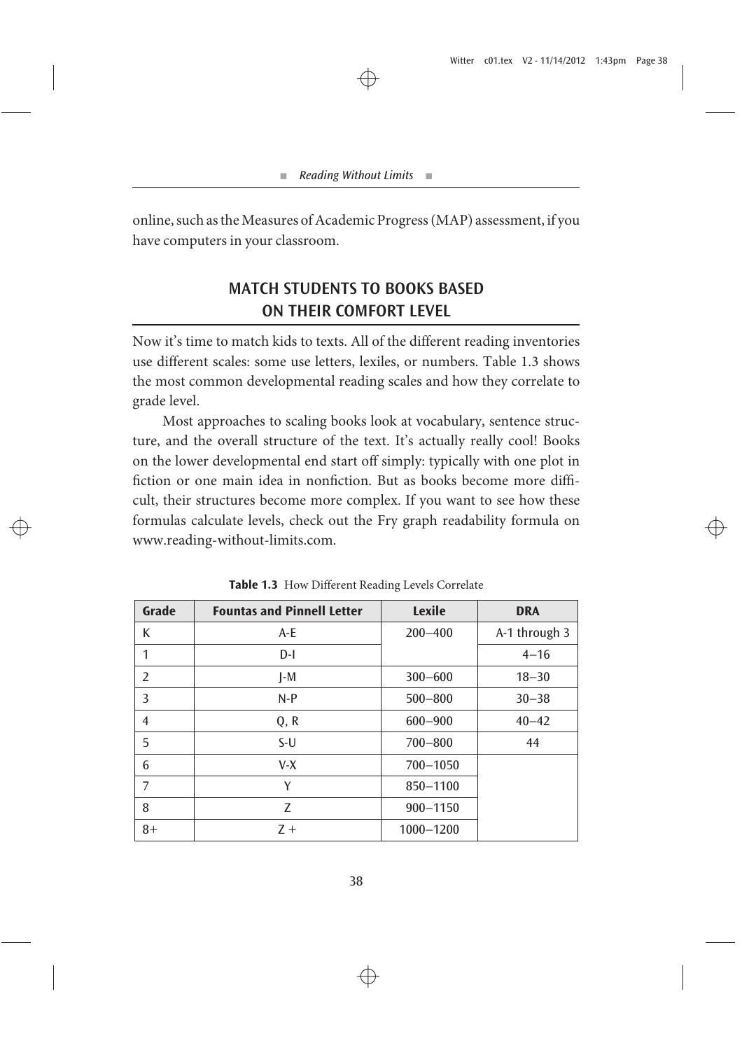online, such as the Measures of Academic Progress (MAP) assessment, if you have computers in your classroom.

## MATCH STUDENTS TO BOOKS BASED ON THEIR COMFORT LEVEL

Now it's time to match kids to texts. All of the different reading inventories use different scales: some use letters, lexiles, or numbers. Table 1.3 shows the most common developmental reading scales and how they correlate to grade level.

Most approaches to scaling books look at vocabulary, sentence structure, and the overall structure of the text. It's actually really cool! Books on the lower developmental end start off simply: typically with one plot in fiction or one main idea in nonfiction. But as books become more difficult, their structures become more complex. If you want to see how these formulas calculate levels, check out the Fry graph readability formula on www.reading-without-limits.com.

**Table 1.3** How Different Reading Levels Correlate

| Grade | Fountas and Pinnell Letter | Lexile | DRA |
|---|---|---|---|
| K | A-E | 200–400 | A-1 through 3 |
| 1 | D-I | | 4–16 |
| 2 | J-M | 300–600 | 18–30 |
| 3 | N-P | 500–800 | 30–38 |
| 4 | Q, R | 600–900 | 40–42 |
| 5 | S-U | 700–800 | 44 |
| 6 | V-X | 700–1050 | |
| 7 | Y | 850–1100 | |
| 8 | Z | 900–1150 | |
| 8+ | Z + | 1000–1200 | |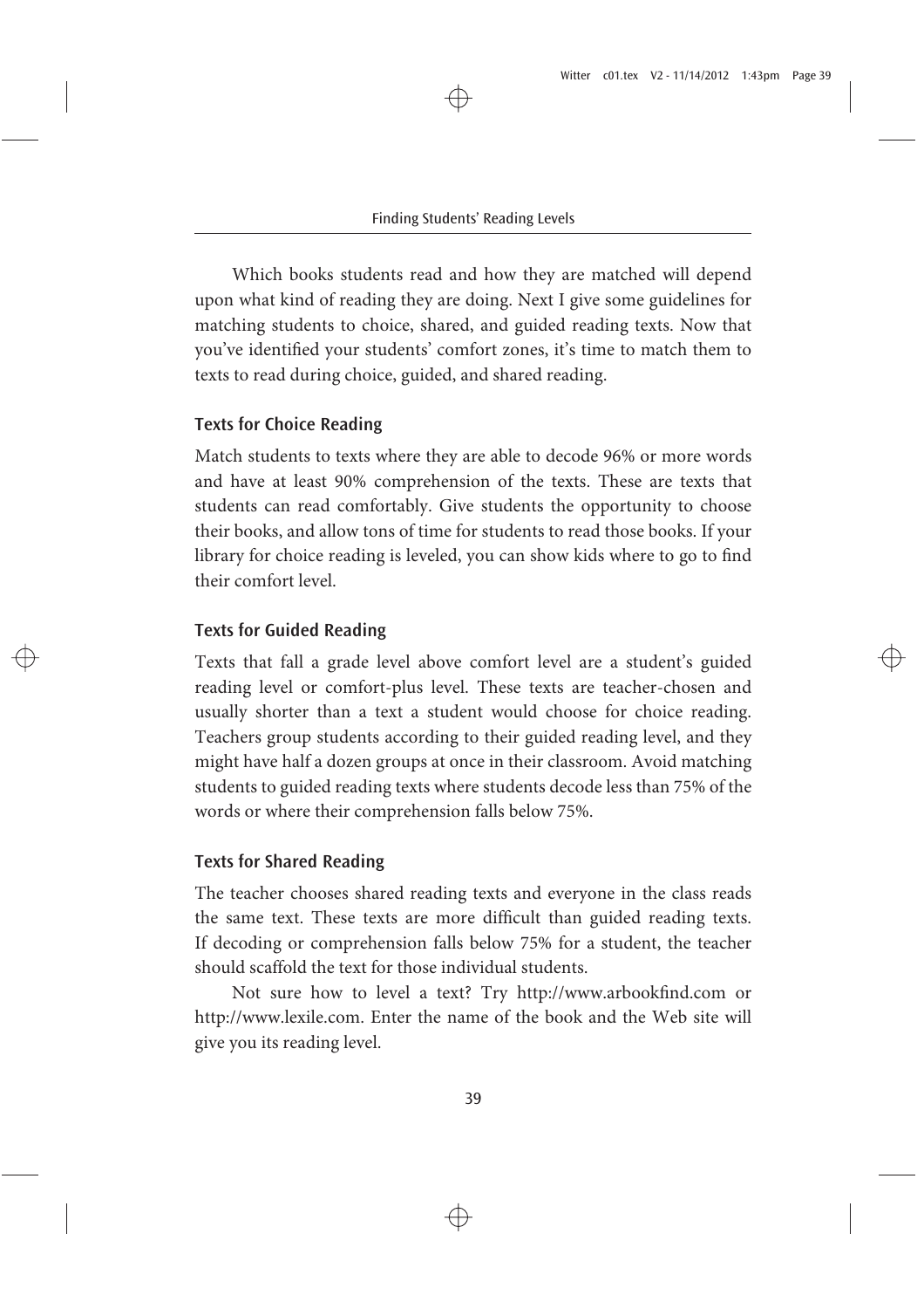Which books students read and how they are matched will depend upon what kind of reading they are doing. Next I give some guidelines for matching students to choice, shared, and guided reading texts. Now that you've identified your students' comfort zones, it's time to match them to texts to read during choice, guided, and shared reading.

### Texts for Choice Reading

Match students to texts where they are able to decode 96% or more words and have at least 90% comprehension of the texts. These are texts that students can read comfortably. Give students the opportunity to choose their books, and allow tons of time for students to read those books. If your library for choice reading is leveled, you can show kids where to go to find their comfort level.

### Texts for Guided Reading

Texts that fall a grade level above comfort level are a student's guided reading level or comfort-plus level. These texts are teacher-chosen and usually shorter than a text a student would choose for choice reading. Teachers group students according to their guided reading level, and they might have half a dozen groups at once in their classroom. Avoid matching students to guided reading texts where students decode less than 75% of the words or where their comprehension falls below 75%.

### Texts for Shared Reading

The teacher chooses shared reading texts and everyone in the class reads the same text. These texts are more difficult than guided reading texts. If decoding or comprehension falls below 75% for a student, the teacher should scaffold the text for those individual students.

Not sure how to level a text? Try http://www.arbookfind.com or http://www.lexile.com. Enter the name of the book and the Web site will give you its reading level.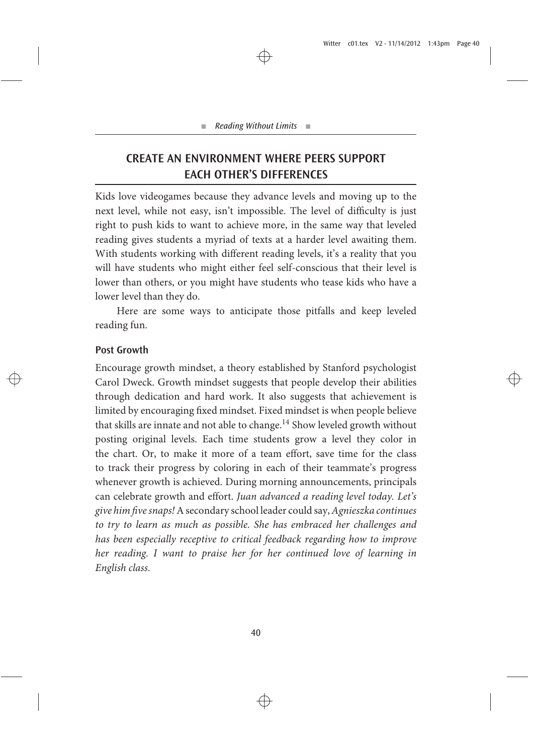## CREATE AN ENVIRONMENT WHERE PEERS SUPPORT EACH OTHER'S DIFFERENCES

Kids love videogames because they advance levels and moving up to the next level, while not easy, isn't impossible. The level of difficulty is just right to push kids to want to achieve more, in the same way that leveled reading gives students a myriad of texts at a harder level awaiting them. With students working with different reading levels, it's a reality that you will have students who might either feel self-conscious that their level is lower than others, or you might have students who tease kids who have a lower level than they do.

Here are some ways to anticipate those pitfalls and keep leveled reading fun.

### Post Growth

Encourage growth mindset, a theory established by Stanford psychologist Carol Dweck. Growth mindset suggests that people develop their abilities through dedication and hard work. It also suggests that achievement is limited by encouraging fixed mindset. Fixed mindset is when people believe that skills are innate and not able to change.[14] Show leveled growth without posting original levels. Each time students grow a level they color in the chart. Or, to make it more of a team effort, save time for the class to track their progress by coloring in each of their teammate's progress whenever growth is achieved. During morning announcements, principals can celebrate growth and effort. *Juan advanced a reading level today. Let's give him five snaps!* A secondary school leader could say, *Agnieszka continues to try to learn as much as possible. She has embraced her challenges and has been especially receptive to critical feedback regarding how to improve her reading. I want to praise her for her continued love of learning in English class.*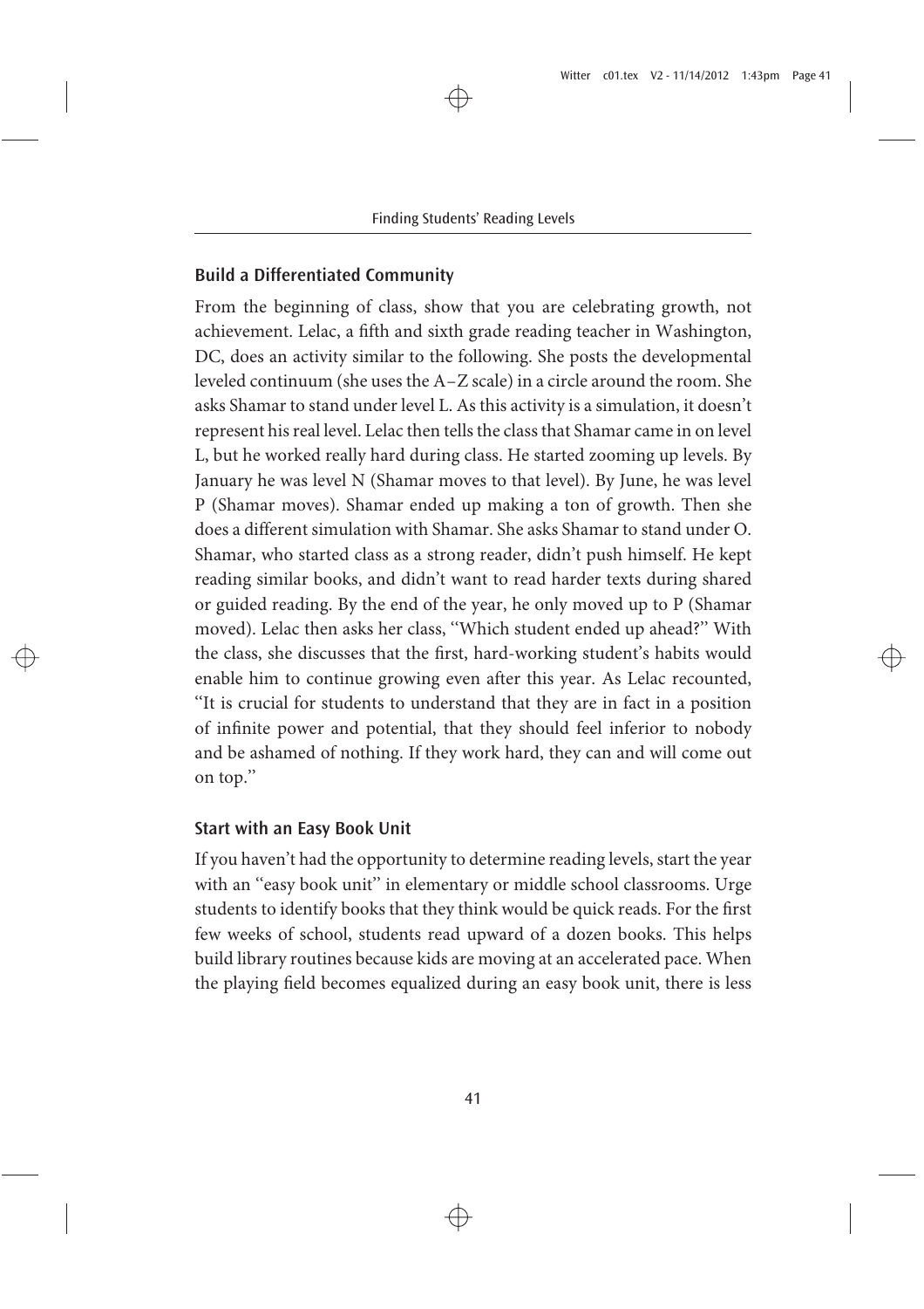## Build a Differentiated Community

From the beginning of class, show that you are celebrating growth, not achievement. Lelac, a fifth and sixth grade reading teacher in Washington, DC, does an activity similar to the following. She posts the developmental leveled continuum (she uses the A–Z scale) in a circle around the room. She asks Shamar to stand under level L. As this activity is a simulation, it doesn't represent his real level. Lelac then tells the class that Shamar came in on level L, but he worked really hard during class. He started zooming up levels. By January he was level N (Shamar moves to that level). By June, he was level P (Shamar moves). Shamar ended up making a ton of growth. Then she does a different simulation with Shamar. She asks Shamar to stand under O. Shamar, who started class as a strong reader, didn't push himself. He kept reading similar books, and didn't want to read harder texts during shared or guided reading. By the end of the year, he only moved up to P (Shamar moved). Lelac then asks her class, "Which student ended up ahead?" With the class, she discusses that the first, hard-working student's habits would enable him to continue growing even after this year. As Lelac recounted, "It is crucial for students to understand that they are in fact in a position of infinite power and potential, that they should feel inferior to nobody and be ashamed of nothing. If they work hard, they can and will come out on top."

## Start with an Easy Book Unit

If you haven't had the opportunity to determine reading levels, start the year with an "easy book unit" in elementary or middle school classrooms. Urge students to identify books that they think would be quick reads. For the first few weeks of school, students read upward of a dozen books. This helps build library routines because kids are moving at an accelerated pace. When the playing field becomes equalized during an easy book unit, there is less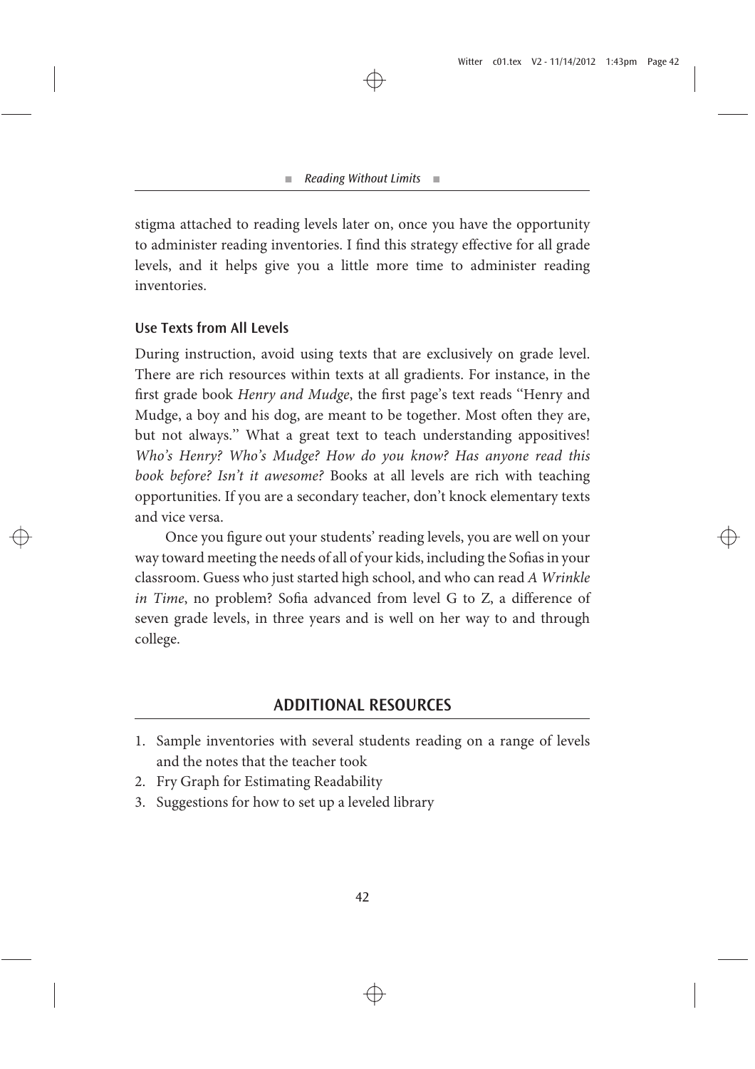stigma attached to reading levels later on, once you have the opportunity to administer reading inventories. I find this strategy effective for all grade levels, and it helps give you a little more time to administer reading inventories.

### Use Texts from All Levels

During instruction, avoid using texts that are exclusively on grade level. There are rich resources within texts at all gradients. For instance, in the first grade book *Henry and Mudge*, the first page's text reads "Henry and Mudge, a boy and his dog, are meant to be together. Most often they are, but not always." What a great text to teach understanding appositives! *Who's Henry? Who's Mudge? How do you know? Has anyone read this book before? Isn't it awesome?* Books at all levels are rich with teaching opportunities. If you are a secondary teacher, don't knock elementary texts and vice versa.

Once you figure out your students' reading levels, you are well on your way toward meeting the needs of all of your kids, including the Sofias in your classroom. Guess who just started high school, and who can read *A Wrinkle in Time*, no problem? Sofia advanced from level G to Z, a difference of seven grade levels, in three years and is well on her way to and through college.

## ADDITIONAL RESOURCES

1. Sample inventories with several students reading on a range of levels and the notes that the teacher took
2. Fry Graph for Estimating Readability
3. Suggestions for how to set up a leveled library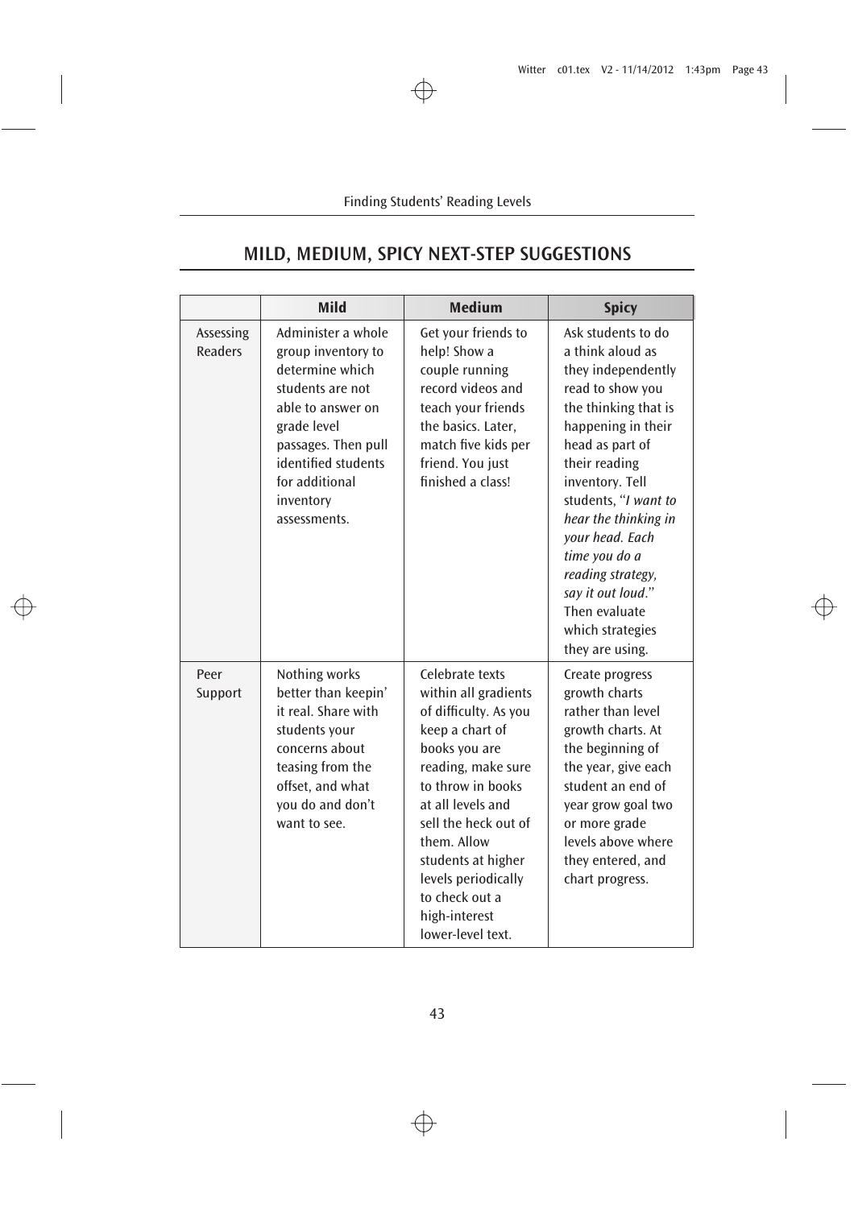## MILD, MEDIUM, SPICY NEXT-STEP SUGGESTIONS

| | Mild | Medium | Spicy |
|---|---|---|---|
| Assessing Readers | Administer a whole group inventory to determine which students are not able to answer on grade level passages. Then pull identified students for additional inventory assessments. | Get your friends to help! Show a couple running record videos and teach your friends the basics. Later, match five kids per friend. You just finished a class! | Ask students to do a think aloud as they independently read to show you the thinking that is happening in their head as part of their reading inventory. Tell students, "*I want to hear the thinking in your head. Each time you do a reading strategy, say it out loud*." Then evaluate which strategies they are using. |
| Peer Support | Nothing works better than keepin' it real. Share with students your concerns about teasing from the offset, and what you do and don't want to see. | Celebrate texts within all gradients of difficulty. As you keep a chart of books you are reading, make sure to throw in books at all levels and sell the heck out of them. Allow students at higher levels periodically to check out a high-interest lower-level text. | Create progress growth charts rather than level growth charts. At the beginning of the year, give each student an end of year grow goal two or more grade levels above where they entered, and chart progress. |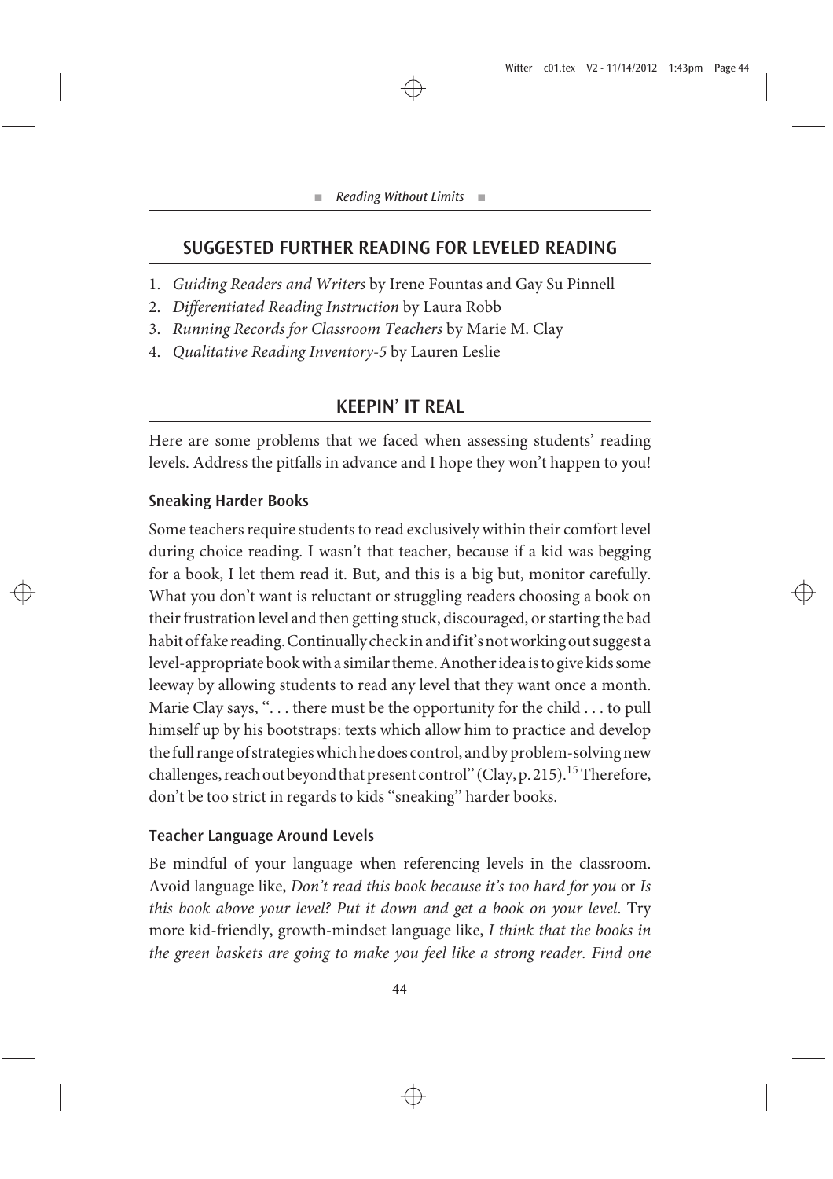## SUGGESTED FURTHER READING FOR LEVELED READING

1. *Guiding Readers and Writers* by Irene Fountas and Gay Su Pinnell
2. *Differentiated Reading Instruction* by Laura Robb
3. *Running Records for Classroom Teachers* by Marie M. Clay
4. *Qualitative Reading Inventory-5* by Lauren Leslie

## KEEPIN' IT REAL

Here are some problems that we faced when assessing students' reading levels. Address the pitfalls in advance and I hope they won't happen to you!

### Sneaking Harder Books

Some teachers require students to read exclusively within their comfort level during choice reading. I wasn't that teacher, because if a kid was begging for a book, I let them read it. But, and this is a big but, monitor carefully. What you don't want is reluctant or struggling readers choosing a book on their frustration level and then getting stuck, discouraged, or starting the bad habit of fake reading. Continually check in and if it's not working out suggest a level-appropriate book with a similar theme. Another idea is to give kids some leeway by allowing students to read any level that they want once a month. Marie Clay says, ". . . there must be the opportunity for the child . . . to pull himself up by his bootstraps: texts which allow him to practice and develop the full range of strategies which he does control, and by problem-solving new challenges, reach out beyond that present control" (Clay, p. 215).[15] Therefore, don't be too strict in regards to kids "sneaking" harder books.

### Teacher Language Around Levels

Be mindful of your language when referencing levels in the classroom. Avoid language like, *Don't read this book because it's too hard for you* or *Is this book above your level? Put it down and get a book on your level*. Try more kid-friendly, growth-mindset language like, *I think that the books in the green baskets are going to make you feel like a strong reader. Find one*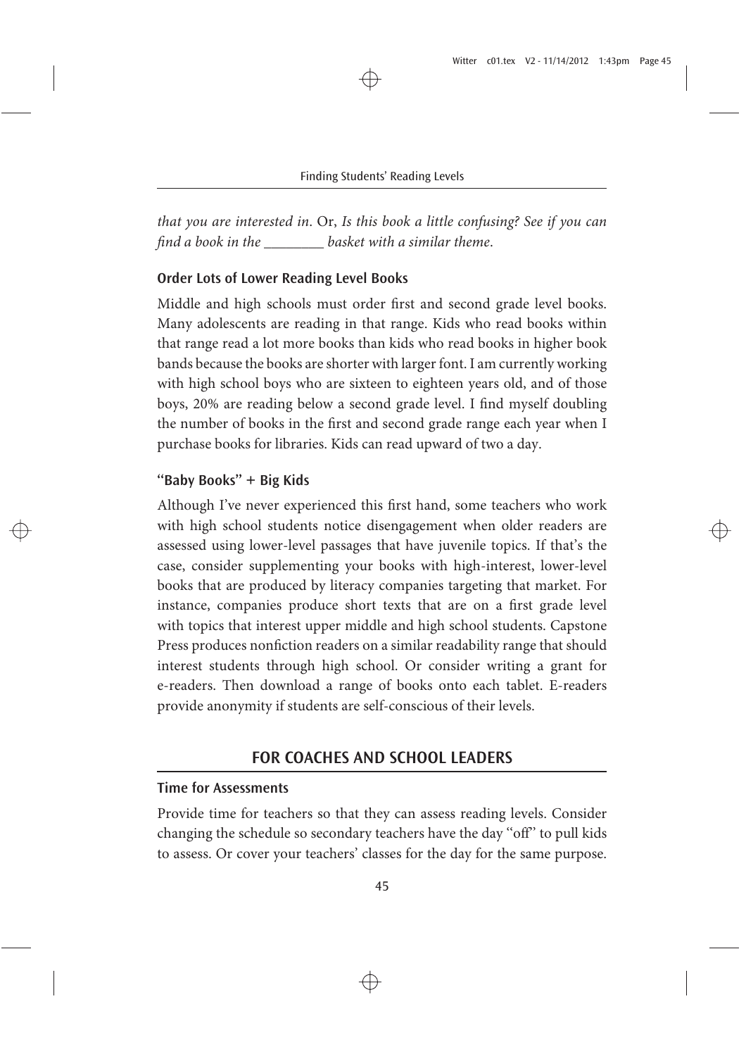*that you are interested in*. Or, *Is this book a little confusing? See if you can find a book in the _________ basket with a similar theme*.

### Order Lots of Lower Reading Level Books

Middle and high schools must order first and second grade level books. Many adolescents are reading in that range. Kids who read books within that range read a lot more books than kids who read books in higher book bands because the books are shorter with larger font. I am currently working with high school boys who are sixteen to eighteen years old, and of those boys, 20% are reading below a second grade level. I find myself doubling the number of books in the first and second grade range each year when I purchase books for libraries. Kids can read upward of two a day.

### "Baby Books" + Big Kids

Although I've never experienced this first hand, some teachers who work with high school students notice disengagement when older readers are assessed using lower-level passages that have juvenile topics. If that's the case, consider supplementing your books with high-interest, lower-level books that are produced by literacy companies targeting that market. For instance, companies produce short texts that are on a first grade level with topics that interest upper middle and high school students. Capstone Press produces nonfiction readers on a similar readability range that should interest students through high school. Or consider writing a grant for e-readers. Then download a range of books onto each tablet. E-readers provide anonymity if students are self-conscious of their levels.

## FOR COACHES AND SCHOOL LEADERS

### Time for Assessments

Provide time for teachers so that they can assess reading levels. Consider changing the schedule so secondary teachers have the day "off" to pull kids to assess. Or cover your teachers' classes for the day for the same purpose.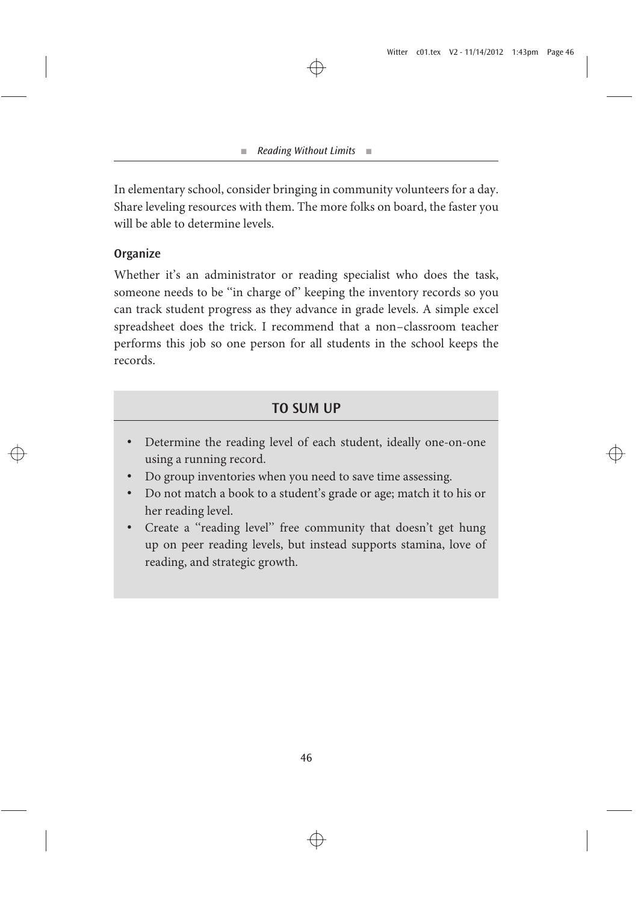In elementary school, consider bringing in community volunteers for a day. Share leveling resources with them. The more folks on board, the faster you will be able to determine levels.

### Organize

Whether it's an administrator or reading specialist who does the task, someone needs to be "in charge of" keeping the inventory records so you can track student progress as they advance in grade levels. A simple excel spreadsheet does the trick. I recommend that a non–classroom teacher performs this job so one person for all students in the school keeps the records.

## TO SUM UP

- Determine the reading level of each student, ideally one-on-one using a running record.
- Do group inventories when you need to save time assessing.
- Do not match a book to a student's grade or age; match it to his or her reading level.
- Create a "reading level" free community that doesn't get hung up on peer reading levels, but instead supports stamina, love of reading, and strategic growth.